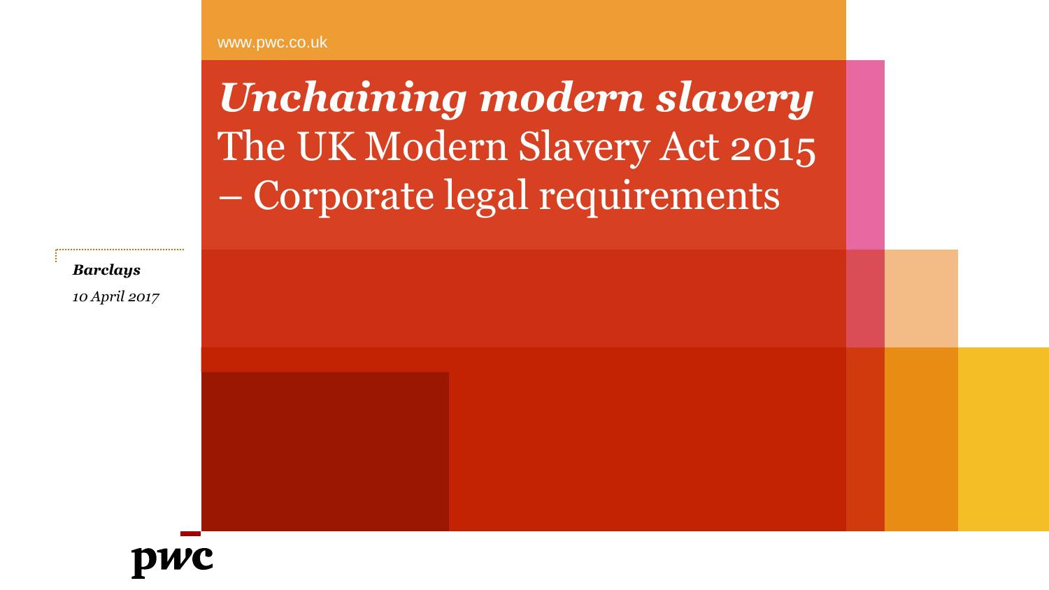www.pwc.co.uk

# *Unchaining modern slavery*
# The UK Modern Slavery Act 2015 – Corporate legal requirements

***Barclays***

*10 April 2017*

pwc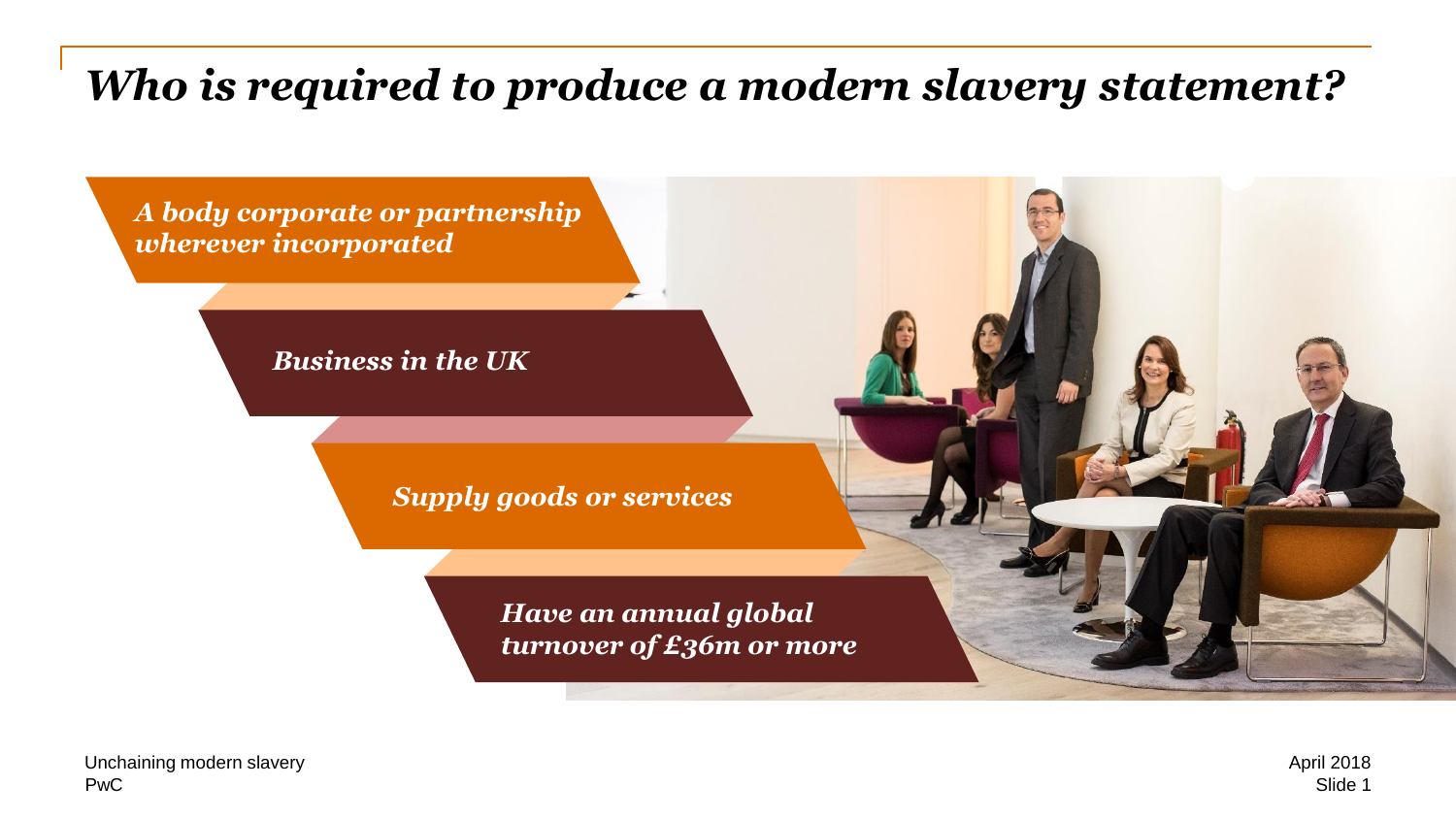# *Who is required to produce a modern slavery statement?*

- ***A body corporate or partnership wherever incorporated***
- ***Business in the UK***
- ***Supply goods or services***
- ***Have an annual global turnover of £36m or more***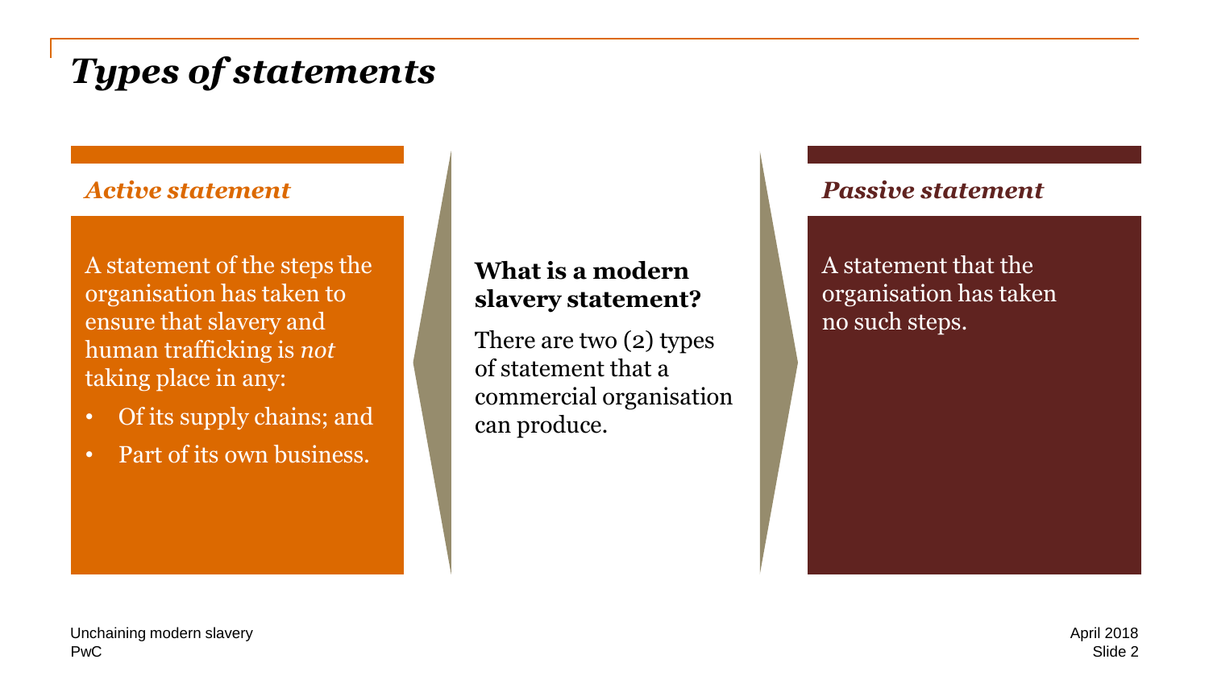# *Types of statements*

### *Active statement*

A statement of the steps the organisation has taken to ensure that slavery and human trafficking is *not* taking place in any:

- Of its supply chains; and
- Part of its own business.

**What is a modern slavery statement?**

There are two (2) types of statement that a commercial organisation can produce.

### *Passive statement*

A statement that the organisation has taken no such steps.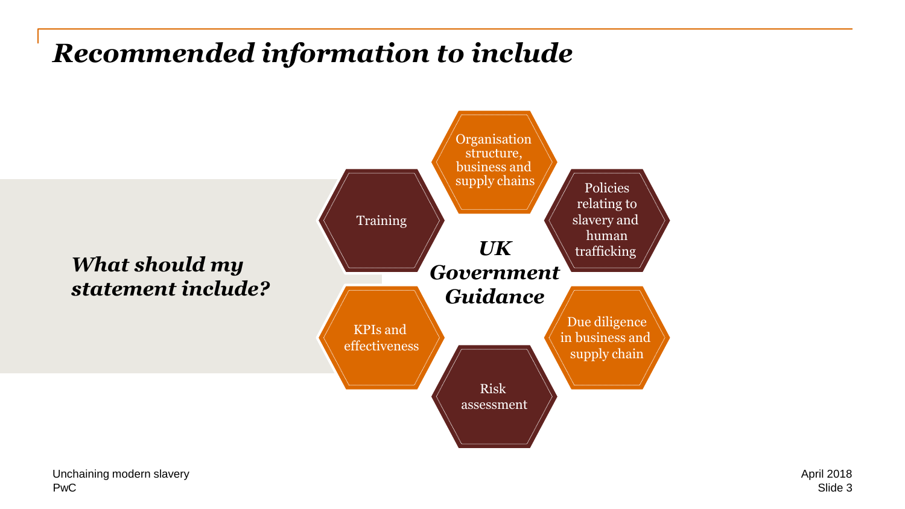# *Recommended information to include*

***What should my statement include?***

***UK Government Guidance***

- Organisation structure, business and supply chains
- Policies relating to slavery and human trafficking
- Due diligence in business and supply chain
- Risk assessment
- KPIs and effectiveness
- Training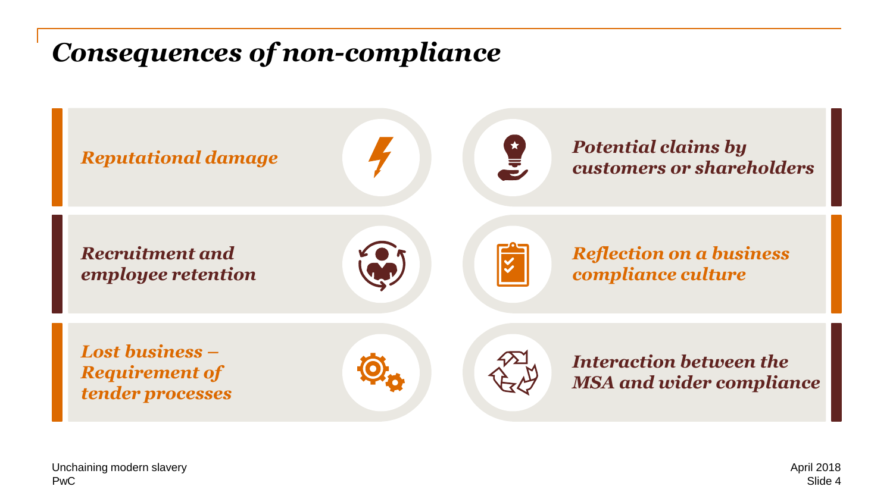# *Consequences of non-compliance*

- ***Reputational damage***
- ***Potential claims by customers or shareholders***
- ***Recruitment and employee retention***
- ***Reflection on a business compliance culture***
- ***Lost business – Requirement of tender processes***
- ***Interaction between the MSA and wider compliance***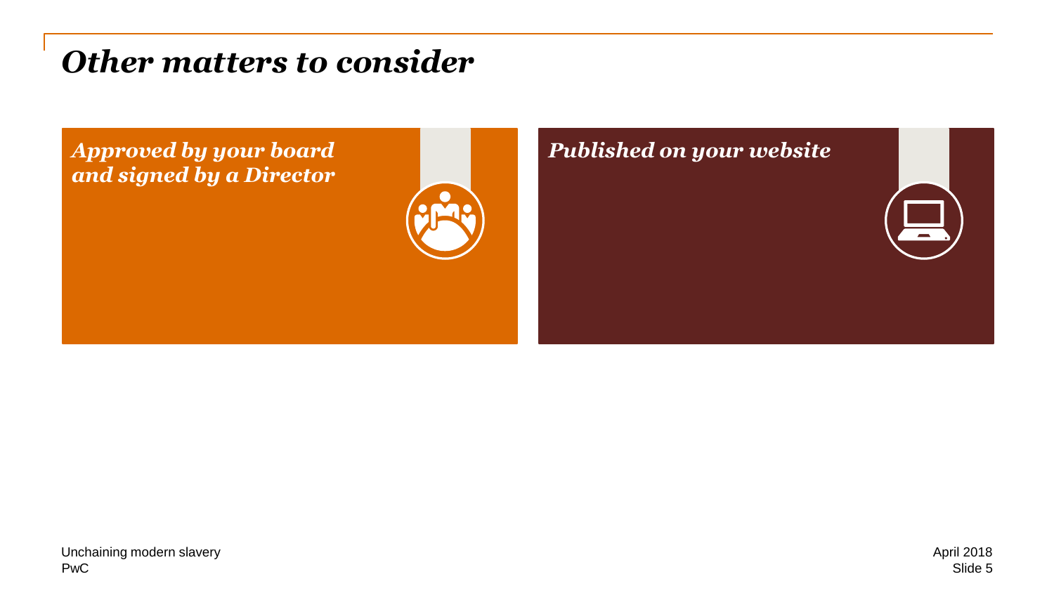# *Other matters to consider*

***Approved by your board and signed by a Director***

***Published on your website***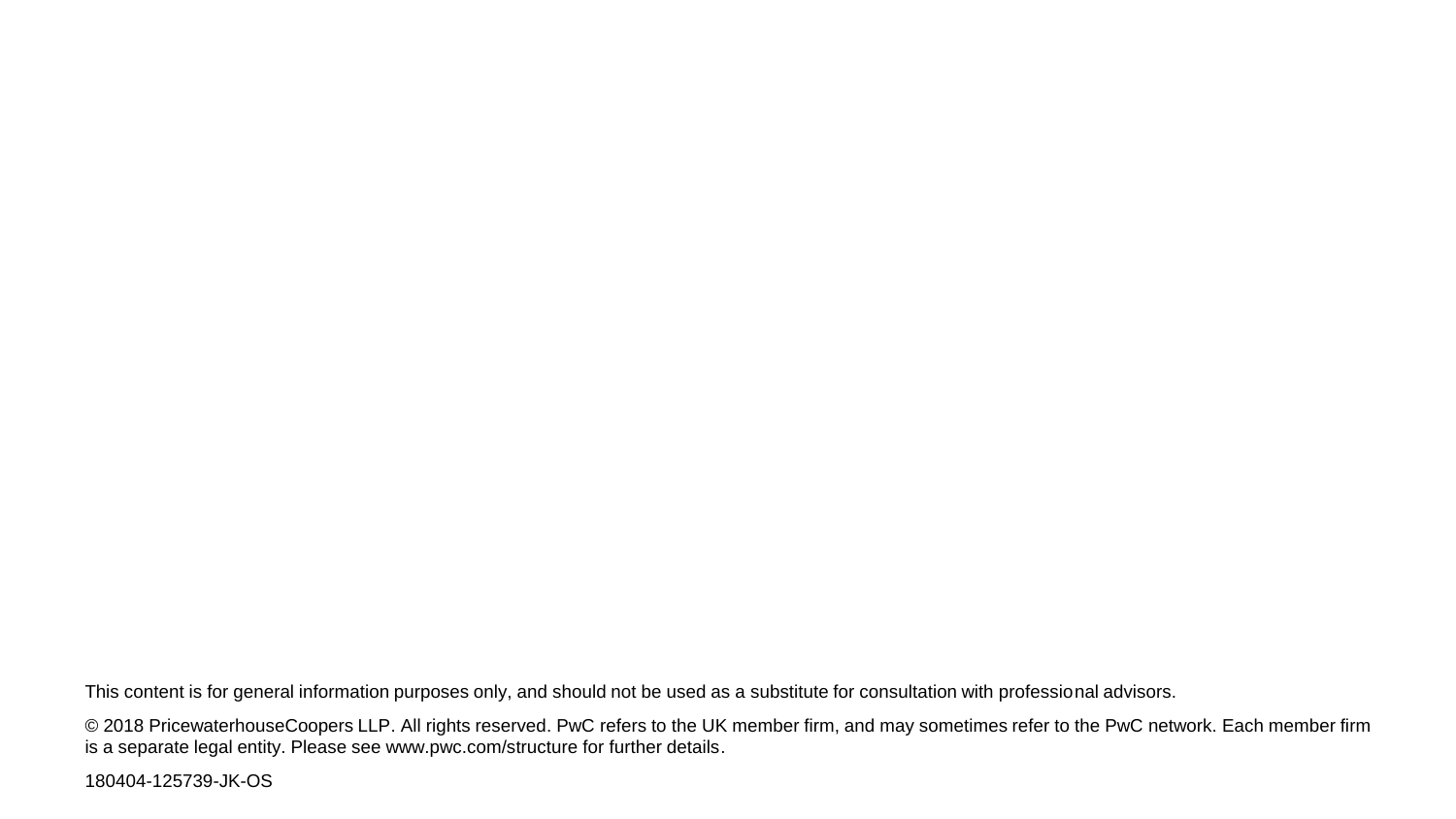This content is for general information purposes only, and should not be used as a substitute for consultation with professional advisors.

© 2018 PricewaterhouseCoopers LLP. All rights reserved. PwC refers to the UK member firm, and may sometimes refer to the PwC network. Each member firm is a separate legal entity. Please see www.pwc.com/structure for further details.

180404-125739-JK-OS